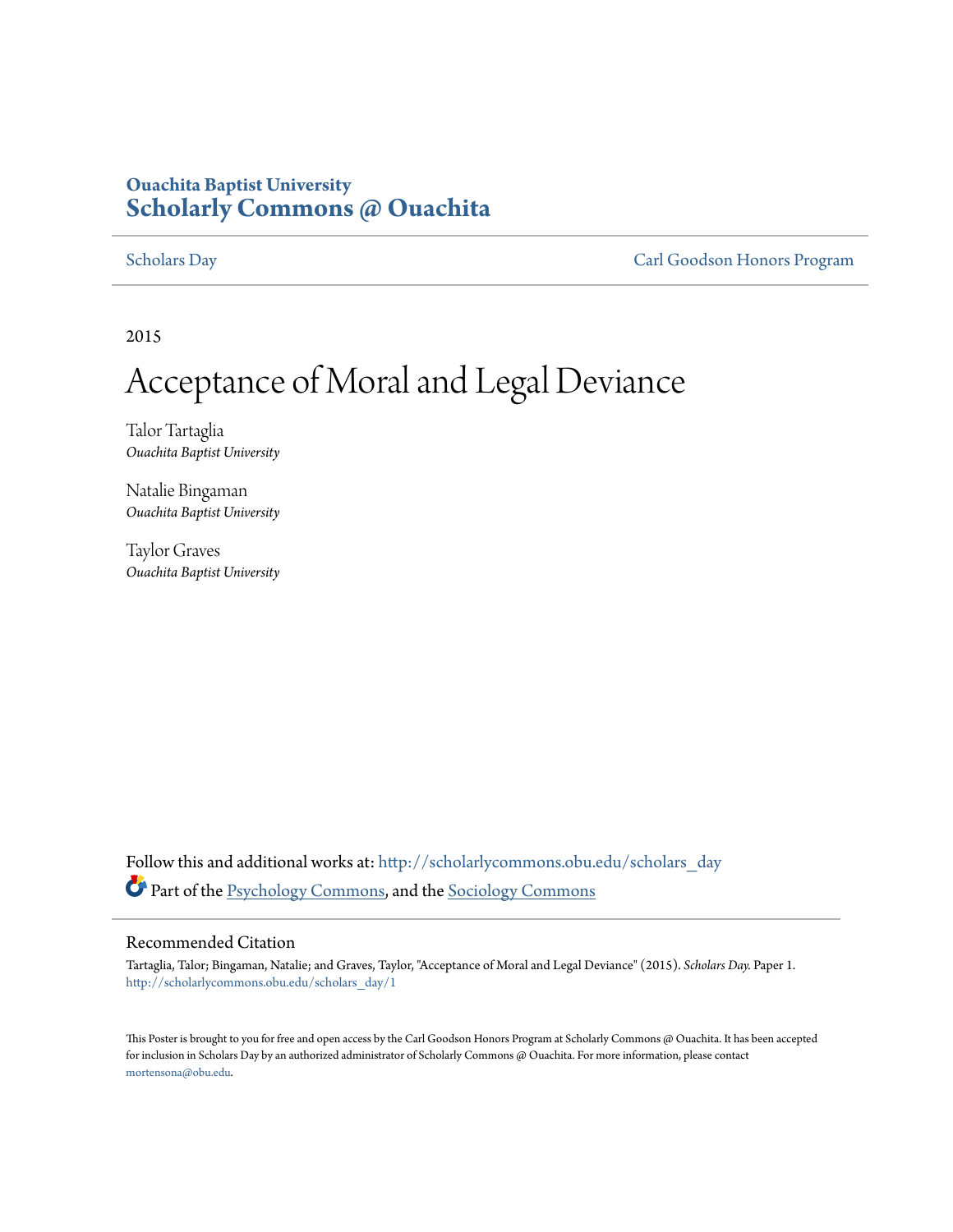Ouachita Baptist University

# Scholarly Commons @ Ouachita

Scholars Day | Carl Goodson Honors Program

2015

# Acceptance of Moral and Legal Deviance

Talor Tartaglia
*Ouachita Baptist University*

Natalie Bingaman
*Ouachita Baptist University*

Taylor Graves
*Ouachita Baptist University*

Follow this and additional works at: http://scholarlycommons.obu.edu/scholars_day

Part of the Psychology Commons, and the Sociology Commons

## Recommended Citation

Tartaglia, Talor; Bingaman, Natalie; and Graves, Taylor, "Acceptance of Moral and Legal Deviance" (2015). *Scholars Day.* Paper 1.
http://scholarlycommons.obu.edu/scholars_day/1

This Poster is brought to you for free and open access by the Carl Goodson Honors Program at Scholarly Commons @ Ouachita. It has been accepted for inclusion in Scholars Day by an authorized administrator of Scholarly Commons @ Ouachita. For more information, please contact mortensona@obu.edu.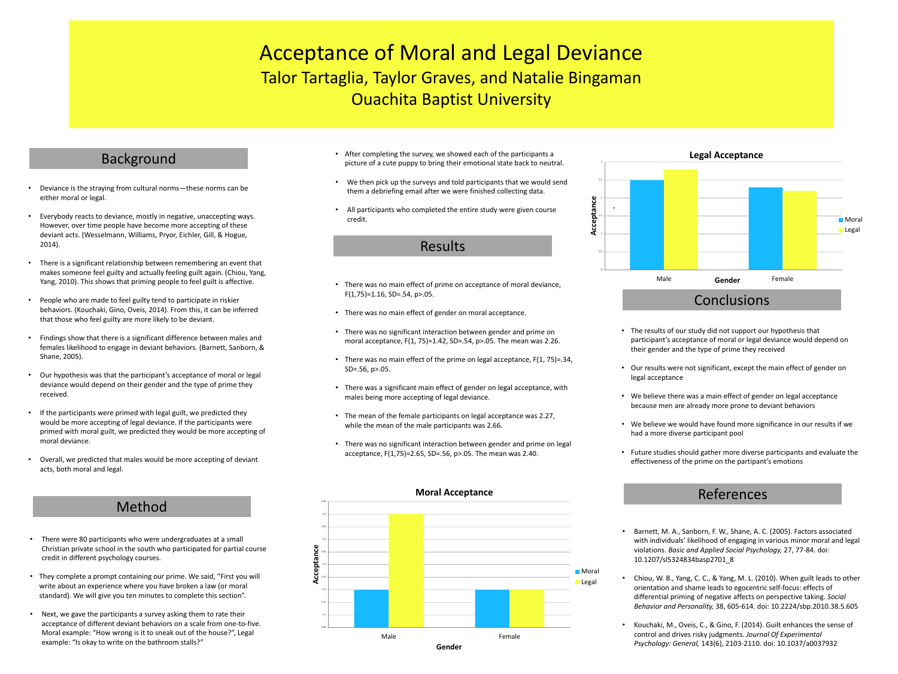# Acceptance of Moral and Legal Deviance

Talor Tartaglia, Taylor Graves, and Natalie Bingaman

Ouachita Baptist University

## Background

- Deviance is the straying from cultural norms—these norms can be either moral or legal.
- Everybody reacts to deviance, mostly in negative, unaccepting ways. However, over time people have become more accepting of these deviant acts. (Wesselmann, Williams, Pryor, Eichler, Gill, & Hogue, 2014).
- There is a significant relationship between remembering an event that makes someone feel guilty and actually feeling guilt again. (Chiou, Yang, Yang, 2010). This shows that priming people to feel guilt is affective.
- People who are made to feel guilty tend to participate in riskier behaviors. (Kouchaki, Gino, Oveis, 2014). From this, it can be inferred that those who feel guilty are more likely to be deviant.
- Findings show that there is a significant difference between males and females likelihood to engage in deviant behaviors. (Barnett, Sanborn, & Shane, 2005).
- Our hypothesis was that the participant's acceptance of moral or legal deviance would depend on their gender and the type of prime they received.
- If the participants were primed with legal guilt, we predicted they would be more accepting of legal deviance. If the participants were primed with moral guilt, we predicted they would be more accepting of moral deviance.
- Overall, we predicted that males would be more accepting of deviant acts, both moral and legal.

## Method

- There were 80 participants who were undergraduates at a small Christian private school in the south who participated for partial course credit in different psychology courses.
- They complete a prompt containing our prime. We said, "First you will write about an experience where you have broken a law (or moral standard). We will give you ten minutes to complete this section".
- Next, we gave the participants a survey asking them to rate their acceptance of different deviant behaviors on a scale from one-to-five. Moral example: "How wrong is it to sneak out of the house?", Legal example: "Is okay to write on the bathroom stalls?"
- After completing the survey, we showed each of the participants a picture of a cute puppy to bring their emotional state back to neutral.
- We then pick up the surveys and told participants that we would send them a debriefing email after we were finished collecting data.
- All participants who completed the entire study were given course credit.

## Results

- There was no main effect of prime on acceptance of moral deviance, $F(1,75)=1.16$, $SD=.54$, $p>.05$.
- There was no main effect of gender on moral acceptance.
- There was no significant interaction between gender and prime on moral acceptance, $F(1, 75)=1.42$, $SD=.54$, $p>.05$. The mean was 2.26.
- There was no main effect of the prime on legal acceptance, $F(1, 75)=.34$, $SD=.56$, $p>.05$.
- There was a significant main effect of gender on legal acceptance, with males being more accepting of legal deviance.
- The mean of the female participants on legal acceptance was 2.27, while the mean of the male participants was 2.66.
- There was no significant interaction between gender and prime on legal acceptance, $F(1,75)=2.65$, $SD=.56$, $p>.05$. The mean was 2.40.

Moral Acceptance

Acceptance

2.55, 2.5, 2.45, 2.4, 2.35, 2.3, 2.25, 2.2, 2.15, 2.1, 2.05

Male, Female

Gender

Moral, Legal

Legal Acceptance

Acceptance

3, 2.5, 2, 1.5, 1, 0.5, 0

Male, Female

Gender

Moral, Legal

## Conclusions

- The results of our study did not support our hypothesis that participant's acceptance of moral or legal deviance would depend on their gender and the type of prime they received
- Our results were not significant, except the main effect of gender on legal acceptance
- We believe there was a main effect of gender on legal acceptance because men are already more prone to deviant behaviors
- We believe we would have found more significance in our results if we had a more diverse participant pool
- Future studies should gather more diverse participants and evaluate the effectiveness of the prime on the partipant's emotions

## References

- Barnett, M. A., Sanborn, F. W., Shane, A. C. (2005). Factors associated with individuals' likelihood of engaging in various minor moral and legal violations. *Basic and Applied Social Psychology,* 27, 77-84. doi: 10.1207/sl5324834basp2701_8
- Chiou, W. B., Yang, C. C., & Yang, M. L. (2010). When guilt leads to other orientation and shame leads to egocentric self-focus: effects of differential priming of negative affects on perspective taking. *Social Behavior and Personality,* 38, 605-614. doi: 10.2224/sbp.2010.38.5.605
- Kouchaki, M., Oveis, C., & Gino, F. (2014). Guilt enhances the sense of control and drives risky judgments. *Journal Of Experimental Psychology: General,* 143(6), 2103-2110. doi: 10.1037/a0037932